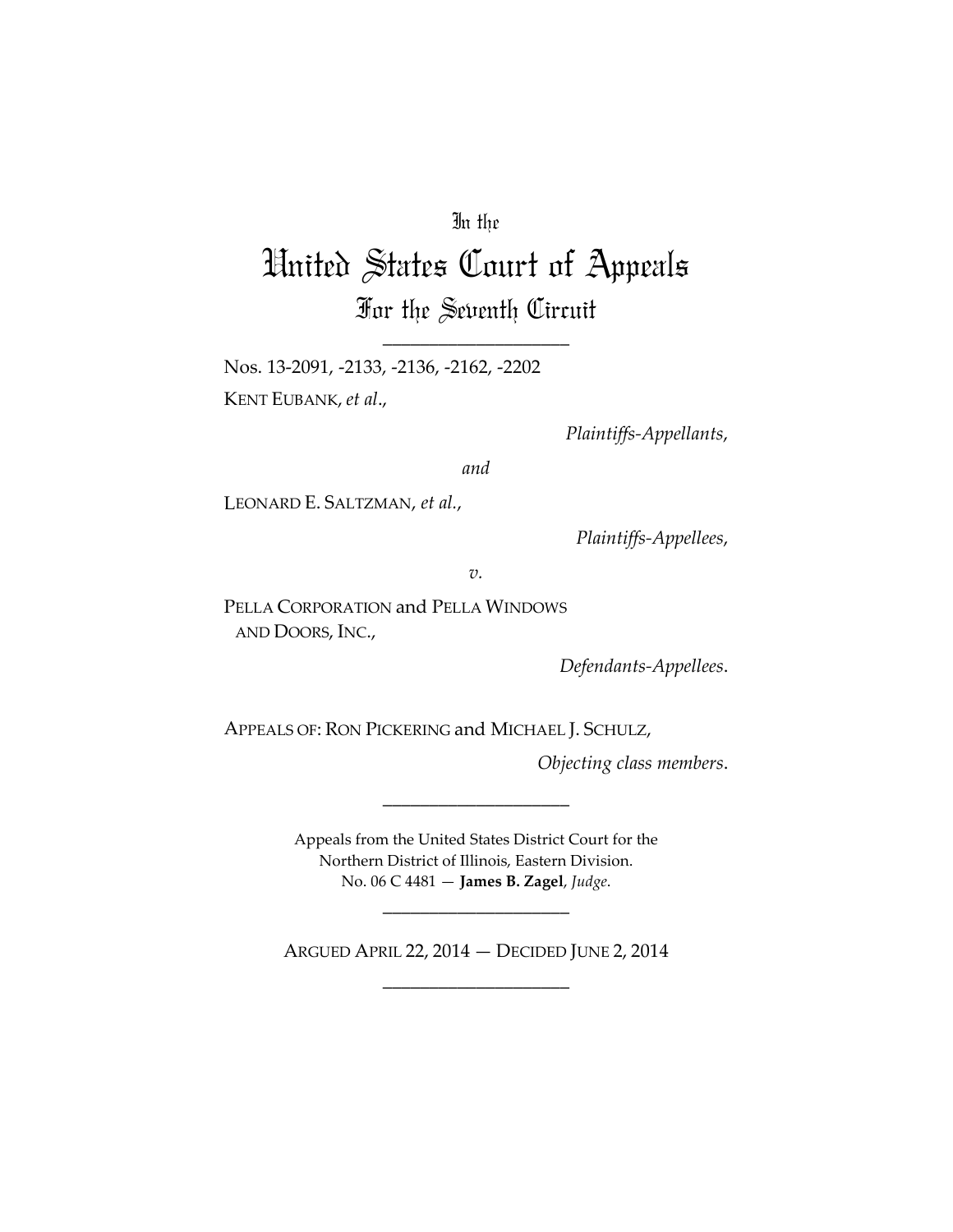In the

# United States Court of Appeals

## For the Seventh Circuit

---

Nos. 13-2091, -2133, -2136, -2162, -2202

KENT EUBANK, *et al.*,

*Plaintiffs-Appellants*,

*and*

LEONARD E. SALTZMAN, *et al.*,

*Plaintiffs-Appellees*,

*v.*

PELLA CORPORATION and PELLA WINDOWS AND DOORS, INC.,

*Defendants-Appellees*.

APPEALS OF: RON PICKERING and MICHAEL J. SCHULZ,

*Objecting class members*.

---

Appeals from the United States District Court for the Northern District of Illinois, Eastern Division.
No. 06 C 4481 — **James B. Zagel**, *Judge*.

---

ARGUED APRIL 22, 2014 — DECIDED JUNE 2, 2014

---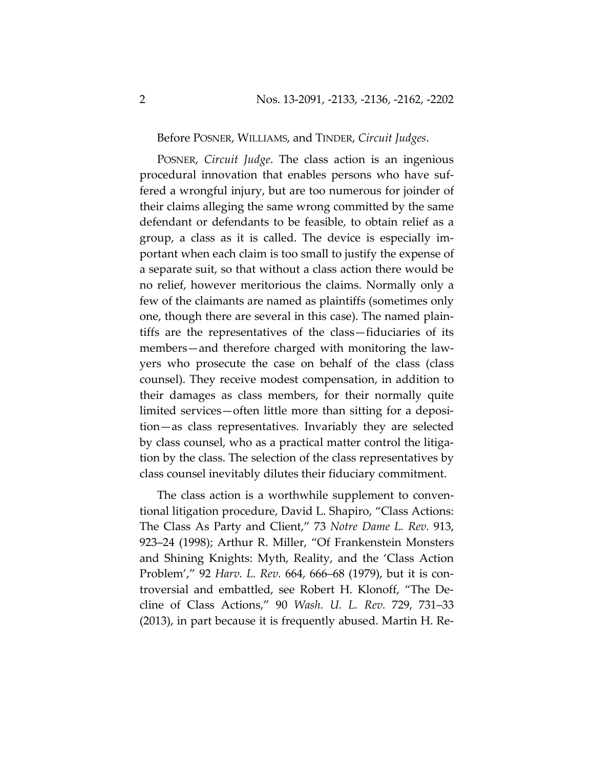Before POSNER, WILLIAMS, and TINDER, *Circuit Judges*.

POSNER, *Circuit Judge*. The class action is an ingenious procedural innovation that enables persons who have suffered a wrongful injury, but are too numerous for joinder of their claims alleging the same wrong committed by the same defendant or defendants to be feasible, to obtain relief as a group, a class as it is called. The device is especially important when each claim is too small to justify the expense of a separate suit, so that without a class action there would be no relief, however meritorious the claims. Normally only a few of the claimants are named as plaintiffs (sometimes only one, though there are several in this case). The named plaintiffs are the representatives of the class—fiduciaries of its members—and therefore charged with monitoring the lawyers who prosecute the case on behalf of the class (class counsel). They receive modest compensation, in addition to their damages as class members, for their normally quite limited services—often little more than sitting for a deposition—as class representatives. Invariably they are selected by class counsel, who as a practical matter control the litigation by the class. The selection of the class representatives by class counsel inevitably dilutes their fiduciary commitment.

The class action is a worthwhile supplement to conventional litigation procedure, David L. Shapiro, "Class Actions: The Class As Party and Client," 73 *Notre Dame L. Rev.* 913, 923–24 (1998); Arthur R. Miller, "Of Frankenstein Monsters and Shining Knights: Myth, Reality, and the 'Class Action Problem'," 92 *Harv. L. Rev.* 664, 666–68 (1979), but it is controversial and embattled, see Robert H. Klonoff, "The Decline of Class Actions," 90 *Wash. U. L. Rev.* 729, 731–33 (2013), in part because it is frequently abused. Martin H. Re-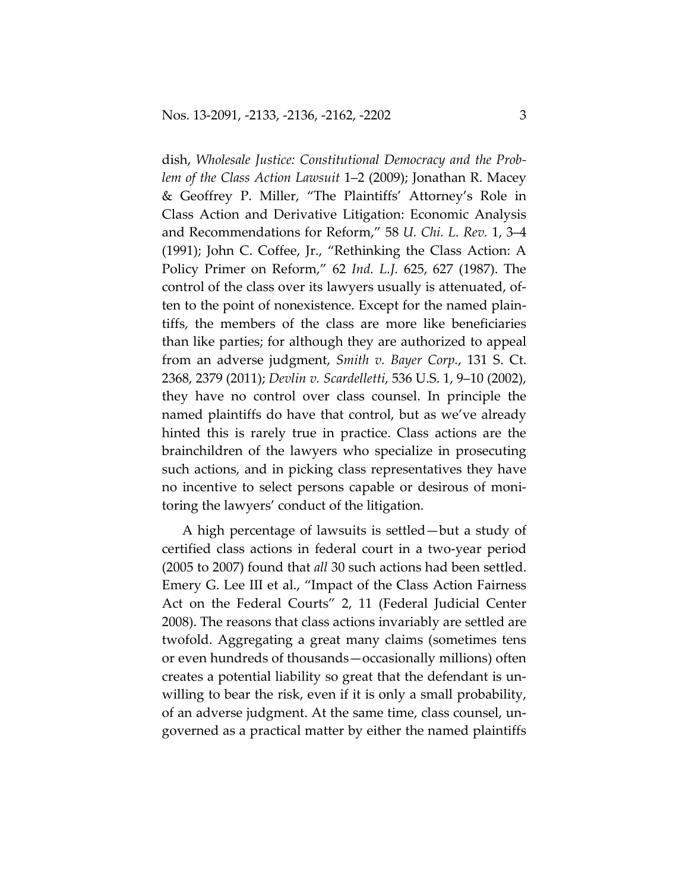dish, *Wholesale Justice: Constitutional Democracy and the Problem of the Class Action Lawsuit* 1–2 (2009); Jonathan R. Macey & Geoffrey P. Miller, "The Plaintiffs' Attorney's Role in Class Action and Derivative Litigation: Economic Analysis and Recommendations for Reform," 58 *U. Chi. L. Rev.* 1, 3–4 (1991); John C. Coffee, Jr., "Rethinking the Class Action: A Policy Primer on Reform," 62 *Ind. L.J.* 625, 627 (1987). The control of the class over its lawyers usually is attenuated, often to the point of nonexistence. Except for the named plaintiffs, the members of the class are more like beneficiaries than like parties; for although they are authorized to appeal from an adverse judgment, *Smith v. Bayer Corp.*, 131 S. Ct. 2368, 2379 (2011); *Devlin v. Scardelletti*, 536 U.S. 1, 9–10 (2002), they have no control over class counsel. In principle the named plaintiffs do have that control, but as we've already hinted this is rarely true in practice. Class actions are the brainchildren of the lawyers who specialize in prosecuting such actions, and in picking class representatives they have no incentive to select persons capable or desirous of monitoring the lawyers' conduct of the litigation.

A high percentage of lawsuits is settled—but a study of certified class actions in federal court in a two-year period (2005 to 2007) found that *all* 30 such actions had been settled. Emery G. Lee III et al., "Impact of the Class Action Fairness Act on the Federal Courts" 2, 11 (Federal Judicial Center 2008). The reasons that class actions invariably are settled are twofold. Aggregating a great many claims (sometimes tens or even hundreds of thousands—occasionally millions) often creates a potential liability so great that the defendant is unwilling to bear the risk, even if it is only a small probability, of an adverse judgment. At the same time, class counsel, ungoverned as a practical matter by either the named plaintiffs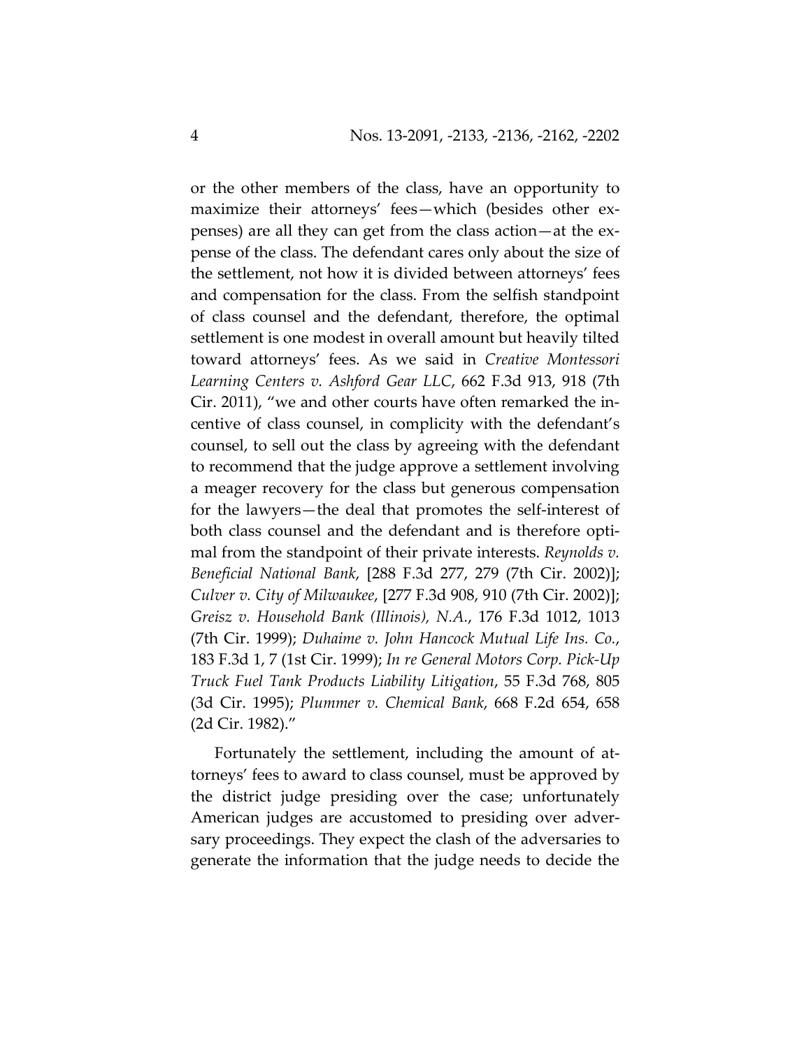or the other members of the class, have an opportunity to maximize their attorneys' fees—which (besides other expenses) are all they can get from the class action—at the expense of the class. The defendant cares only about the size of the settlement, not how it is divided between attorneys' fees and compensation for the class. From the selfish standpoint of class counsel and the defendant, therefore, the optimal settlement is one modest in overall amount but heavily tilted toward attorneys' fees. As we said in *Creative Montessori Learning Centers v. Ashford Gear LLC*, 662 F.3d 913, 918 (7th Cir. 2011), "we and other courts have often remarked the incentive of class counsel, in complicity with the defendant's counsel, to sell out the class by agreeing with the defendant to recommend that the judge approve a settlement involving a meager recovery for the class but generous compensation for the lawyers—the deal that promotes the self-interest of both class counsel and the defendant and is therefore optimal from the standpoint of their private interests. *Reynolds v. Beneficial National Bank*, [288 F.3d 277, 279 (7th Cir. 2002)]; *Culver v. City of Milwaukee*, [277 F.3d 908, 910 (7th Cir. 2002)]; *Greisz v. Household Bank (Illinois), N.A.*, 176 F.3d 1012, 1013 (7th Cir. 1999); *Duhaime v. John Hancock Mutual Life Ins. Co.*, 183 F.3d 1, 7 (1st Cir. 1999); *In re General Motors Corp. Pick-Up Truck Fuel Tank Products Liability Litigation*, 55 F.3d 768, 805 (3d Cir. 1995); *Plummer v. Chemical Bank*, 668 F.2d 654, 658 (2d Cir. 1982)."

Fortunately the settlement, including the amount of attorneys' fees to award to class counsel, must be approved by the district judge presiding over the case; unfortunately American judges are accustomed to presiding over adversary proceedings. They expect the clash of the adversaries to generate the information that the judge needs to decide the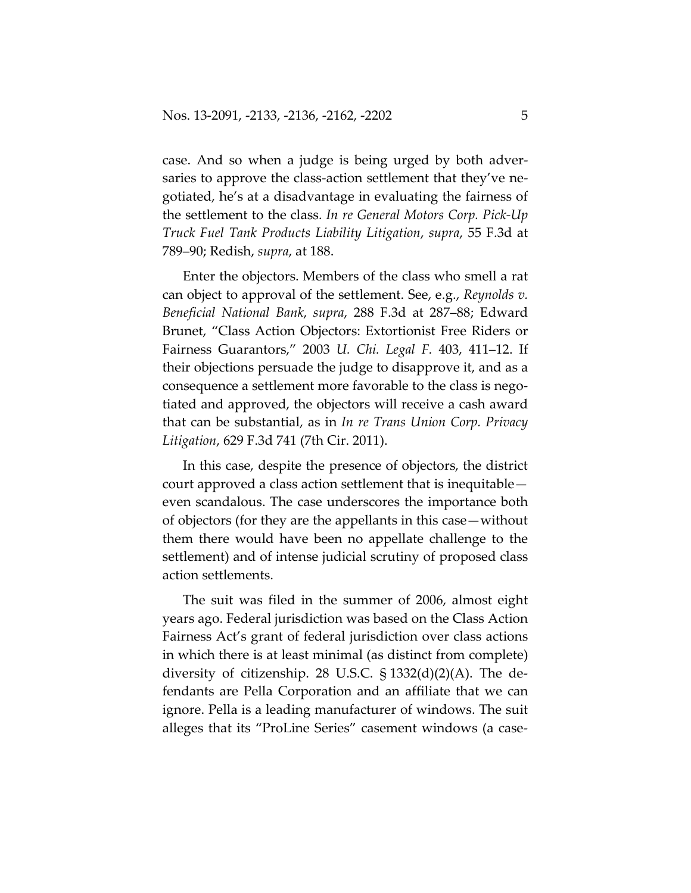case. And so when a judge is being urged by both adversaries to approve the class-action settlement that they've negotiated, he's at a disadvantage in evaluating the fairness of the settlement to the class. *In re General Motors Corp. Pick-Up Truck Fuel Tank Products Liability Litigation*, *supra*, 55 F.3d at 789–90; Redish, *supra*, at 188.

Enter the objectors. Members of the class who smell a rat can object to approval of the settlement. See, e.g., *Reynolds v. Beneficial National Bank*, *supra*, 288 F.3d at 287–88; Edward Brunet, "Class Action Objectors: Extortionist Free Riders or Fairness Guarantors," 2003 *U. Chi. Legal F.* 403, 411–12. If their objections persuade the judge to disapprove it, and as a consequence a settlement more favorable to the class is negotiated and approved, the objectors will receive a cash award that can be substantial, as in *In re Trans Union Corp. Privacy Litigation*, 629 F.3d 741 (7th Cir. 2011).

In this case, despite the presence of objectors, the district court approved a class action settlement that is inequitable—even scandalous. The case underscores the importance both of objectors (for they are the appellants in this case—without them there would have been no appellate challenge to the settlement) and of intense judicial scrutiny of proposed class action settlements.

The suit was filed in the summer of 2006, almost eight years ago. Federal jurisdiction was based on the Class Action Fairness Act's grant of federal jurisdiction over class actions in which there is at least minimal (as distinct from complete) diversity of citizenship. 28 U.S.C. § 1332(d)(2)(A). The defendants are Pella Corporation and an affiliate that we can ignore. Pella is a leading manufacturer of windows. The suit alleges that its "ProLine Series" casement windows (a case-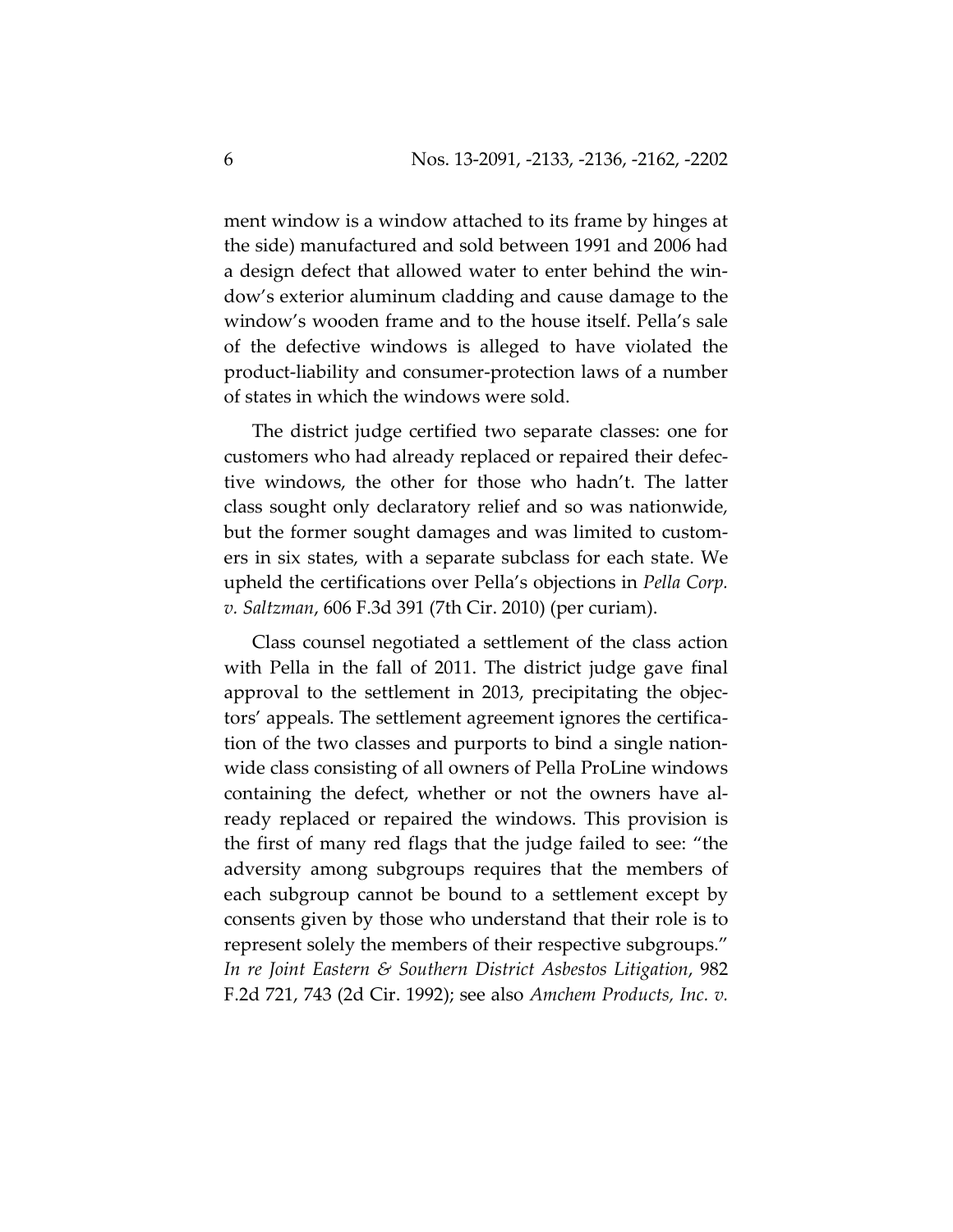ment window is a window attached to its frame by hinges at the side) manufactured and sold between 1991 and 2006 had a design defect that allowed water to enter behind the window's exterior aluminum cladding and cause damage to the window's wooden frame and to the house itself. Pella's sale of the defective windows is alleged to have violated the product-liability and consumer-protection laws of a number of states in which the windows were sold.

The district judge certified two separate classes: one for customers who had already replaced or repaired their defective windows, the other for those who hadn't. The latter class sought only declaratory relief and so was nationwide, but the former sought damages and was limited to customers in six states, with a separate subclass for each state. We upheld the certifications over Pella's objections in *Pella Corp. v. Saltzman*, 606 F.3d 391 (7th Cir. 2010) (per curiam).

Class counsel negotiated a settlement of the class action with Pella in the fall of 2011. The district judge gave final approval to the settlement in 2013, precipitating the objectors' appeals. The settlement agreement ignores the certification of the two classes and purports to bind a single nationwide class consisting of all owners of Pella ProLine windows containing the defect, whether or not the owners have already replaced or repaired the windows. This provision is the first of many red flags that the judge failed to see: "the adversity among subgroups requires that the members of each subgroup cannot be bound to a settlement except by consents given by those who understand that their role is to represent solely the members of their respective subgroups." *In re Joint Eastern & Southern District Asbestos Litigation*, 982 F.2d 721, 743 (2d Cir. 1992); see also *Amchem Products, Inc. v.*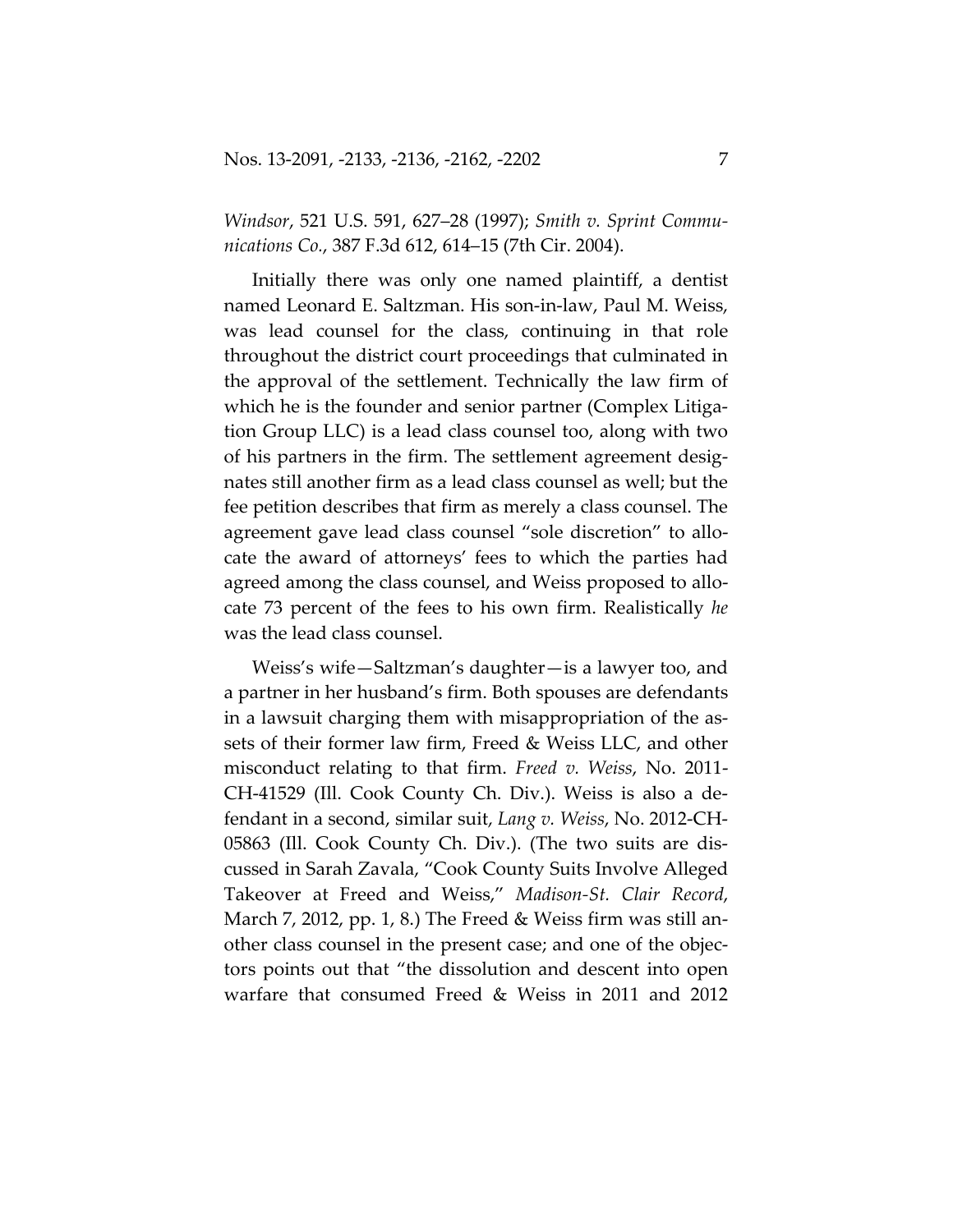*Windsor*, 521 U.S. 591, 627–28 (1997); *Smith v. Sprint Communications Co.*, 387 F.3d 612, 614–15 (7th Cir. 2004).

Initially there was only one named plaintiff, a dentist named Leonard E. Saltzman. His son-in-law, Paul M. Weiss, was lead counsel for the class, continuing in that role throughout the district court proceedings that culminated in the approval of the settlement. Technically the law firm of which he is the founder and senior partner (Complex Litigation Group LLC) is a lead class counsel too, along with two of his partners in the firm. The settlement agreement designates still another firm as a lead class counsel as well; but the fee petition describes that firm as merely a class counsel. The agreement gave lead class counsel "sole discretion" to allocate the award of attorneys' fees to which the parties had agreed among the class counsel, and Weiss proposed to allocate 73 percent of the fees to his own firm. Realistically *he* was the lead class counsel.

Weiss's wife—Saltzman's daughter—is a lawyer too, and a partner in her husband's firm. Both spouses are defendants in a lawsuit charging them with misappropriation of the assets of their former law firm, Freed & Weiss LLC, and other misconduct relating to that firm. *Freed v. Weiss*, No. 2011-CH-41529 (Ill. Cook County Ch. Div.). Weiss is also a defendant in a second, similar suit, *Lang v. Weiss*, No. 2012-CH-05863 (Ill. Cook County Ch. Div.). (The two suits are discussed in Sarah Zavala, "Cook County Suits Involve Alleged Takeover at Freed and Weiss," *Madison-St. Clair Record*, March 7, 2012, pp. 1, 8.) The Freed & Weiss firm was still another class counsel in the present case; and one of the objectors points out that "the dissolution and descent into open warfare that consumed Freed & Weiss in 2011 and 2012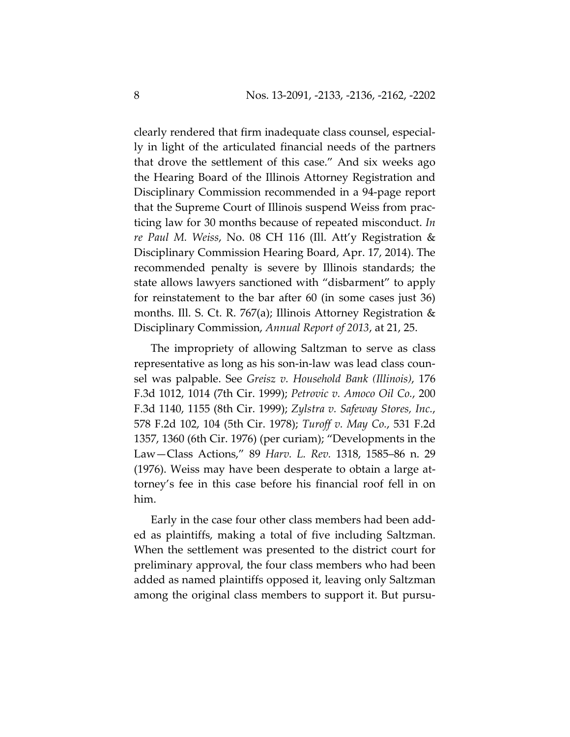clearly rendered that firm inadequate class counsel, especially in light of the articulated financial needs of the partners that drove the settlement of this case." And six weeks ago the Hearing Board of the Illinois Attorney Registration and Disciplinary Commission recommended in a 94-page report that the Supreme Court of Illinois suspend Weiss from practicing law for 30 months because of repeated misconduct. *In re Paul M. Weiss*, No. 08 CH 116 (Ill. Att'y Registration & Disciplinary Commission Hearing Board, Apr. 17, 2014). The recommended penalty is severe by Illinois standards; the state allows lawyers sanctioned with "disbarment" to apply for reinstatement to the bar after 60 (in some cases just 36) months. Ill. S. Ct. R. 767(a); Illinois Attorney Registration & Disciplinary Commission, *Annual Report of 2013*, at 21, 25.

The impropriety of allowing Saltzman to serve as class representative as long as his son-in-law was lead class counsel was palpable. See *Greisz v. Household Bank (Illinois)*, 176 F.3d 1012, 1014 (7th Cir. 1999); *Petrovic v. Amoco Oil Co.*, 200 F.3d 1140, 1155 (8th Cir. 1999); *Zylstra v. Safeway Stores, Inc.*, 578 F.2d 102, 104 (5th Cir. 1978); *Turoff v. May Co.*, 531 F.2d 1357, 1360 (6th Cir. 1976) (per curiam); "Developments in the Law—Class Actions," 89 *Harv. L. Rev.* 1318, 1585–86 n. 29 (1976). Weiss may have been desperate to obtain a large attorney's fee in this case before his financial roof fell in on him.

Early in the case four other class members had been added as plaintiffs, making a total of five including Saltzman. When the settlement was presented to the district court for preliminary approval, the four class members who had been added as named plaintiffs opposed it, leaving only Saltzman among the original class members to support it. But pursu-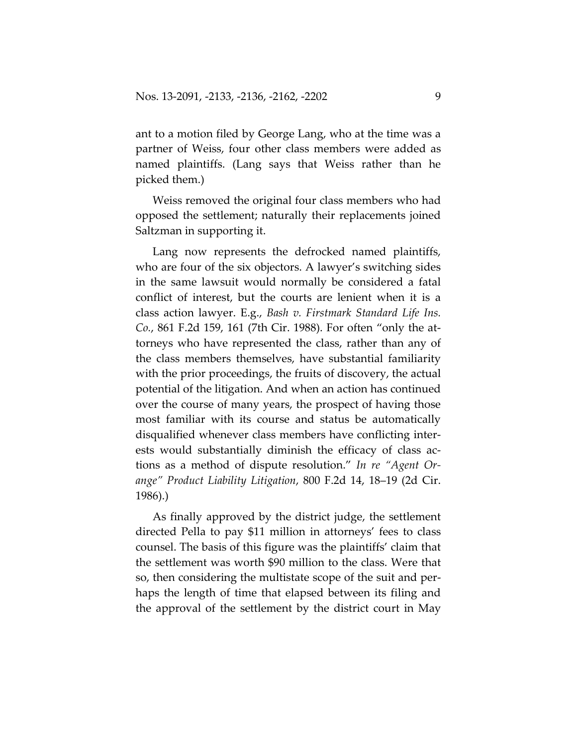ant to a motion filed by George Lang, who at the time was a partner of Weiss, four other class members were added as named plaintiffs. (Lang says that Weiss rather than he picked them.)

Weiss removed the original four class members who had opposed the settlement; naturally their replacements joined Saltzman in supporting it.

Lang now represents the defrocked named plaintiffs, who are four of the six objectors. A lawyer's switching sides in the same lawsuit would normally be considered a fatal conflict of interest, but the courts are lenient when it is a class action lawyer. E.g., *Bash v. Firstmark Standard Life Ins. Co.*, 861 F.2d 159, 161 (7th Cir. 1988). For often "only the attorneys who have represented the class, rather than any of the class members themselves, have substantial familiarity with the prior proceedings, the fruits of discovery, the actual potential of the litigation. And when an action has continued over the course of many years, the prospect of having those most familiar with its course and status be automatically disqualified whenever class members have conflicting interests would substantially diminish the efficacy of class actions as a method of dispute resolution." *In re "Agent Orange" Product Liability Litigation*, 800 F.2d 14, 18–19 (2d Cir. 1986).)

As finally approved by the district judge, the settlement directed Pella to pay $11 million in attorneys' fees to class counsel. The basis of this figure was the plaintiffs' claim that the settlement was worth $90 million to the class. Were that so, then considering the multistate scope of the suit and perhaps the length of time that elapsed between its filing and the approval of the settlement by the district court in May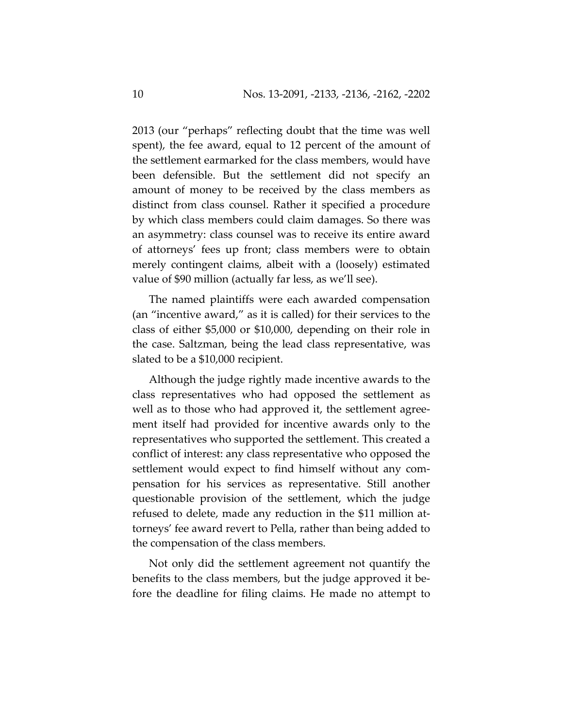2013 (our "perhaps" reflecting doubt that the time was well spent), the fee award, equal to 12 percent of the amount of the settlement earmarked for the class members, would have been defensible. But the settlement did not specify an amount of money to be received by the class members as distinct from class counsel. Rather it specified a procedure by which class members could claim damages. So there was an asymmetry: class counsel was to receive its entire award of attorneys' fees up front; class members were to obtain merely contingent claims, albeit with a (loosely) estimated value of $90 million (actually far less, as we'll see).

The named plaintiffs were each awarded compensation (an "incentive award," as it is called) for their services to the class of either $5,000 or $10,000, depending on their role in the case. Saltzman, being the lead class representative, was slated to be a $10,000 recipient.

Although the judge rightly made incentive awards to the class representatives who had opposed the settlement as well as to those who had approved it, the settlement agreement itself had provided for incentive awards only to the representatives who supported the settlement. This created a conflict of interest: any class representative who opposed the settlement would expect to find himself without any compensation for his services as representative. Still another questionable provision of the settlement, which the judge refused to delete, made any reduction in the $11 million attorneys' fee award revert to Pella, rather than being added to the compensation of the class members.

Not only did the settlement agreement not quantify the benefits to the class members, but the judge approved it before the deadline for filing claims. He made no attempt to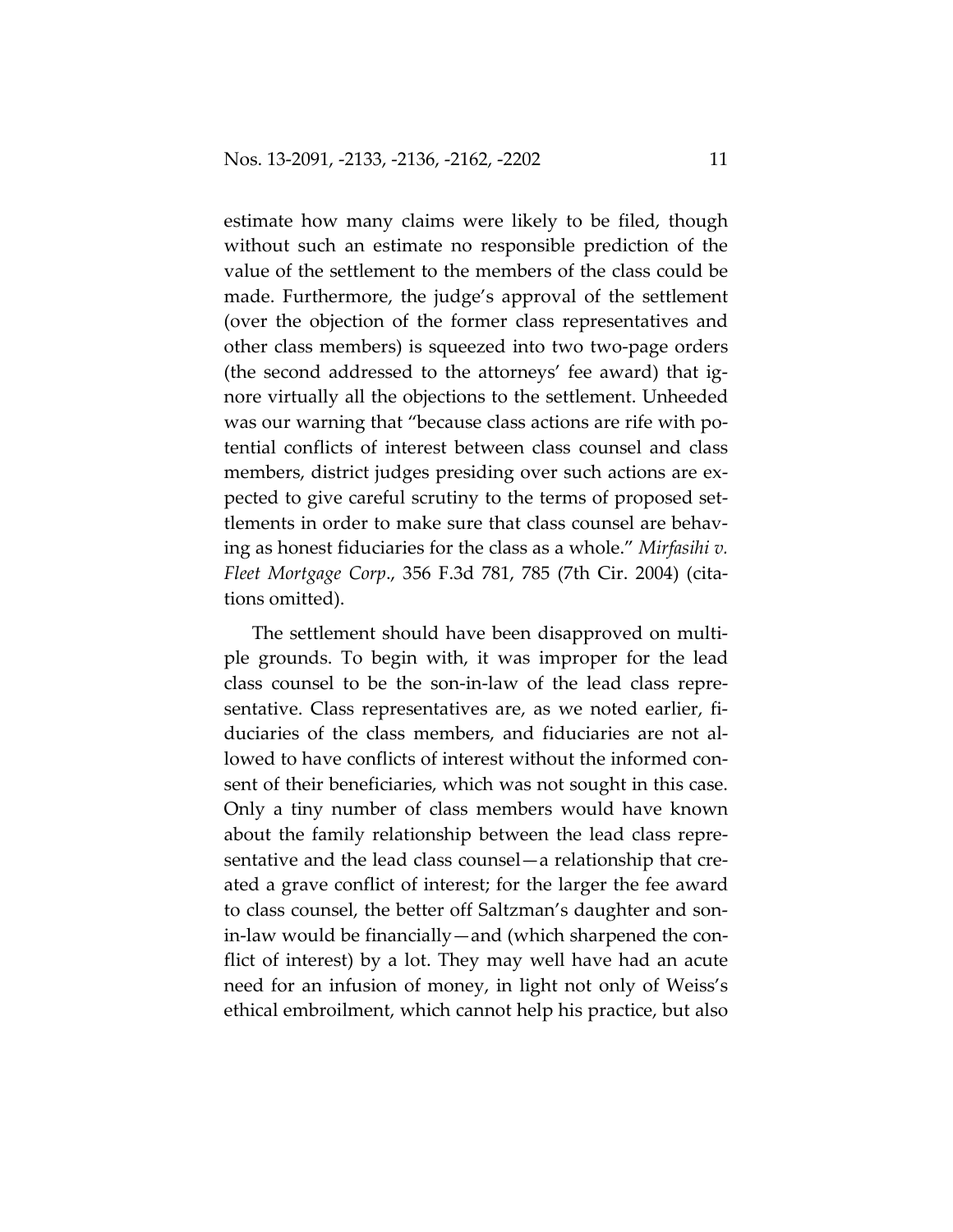estimate how many claims were likely to be filed, though without such an estimate no responsible prediction of the value of the settlement to the members of the class could be made. Furthermore, the judge's approval of the settlement (over the objection of the former class representatives and other class members) is squeezed into two two-page orders (the second addressed to the attorneys' fee award) that ignore virtually all the objections to the settlement. Unheeded was our warning that "because class actions are rife with potential conflicts of interest between class counsel and class members, district judges presiding over such actions are expected to give careful scrutiny to the terms of proposed settlements in order to make sure that class counsel are behaving as honest fiduciaries for the class as a whole." *Mirfasihi v. Fleet Mortgage Corp*., 356 F.3d 781, 785 (7th Cir. 2004) (citations omitted).

The settlement should have been disapproved on multiple grounds. To begin with, it was improper for the lead class counsel to be the son-in-law of the lead class representative. Class representatives are, as we noted earlier, fiduciaries of the class members, and fiduciaries are not allowed to have conflicts of interest without the informed consent of their beneficiaries, which was not sought in this case. Only a tiny number of class members would have known about the family relationship between the lead class representative and the lead class counsel—a relationship that created a grave conflict of interest; for the larger the fee award to class counsel, the better off Saltzman's daughter and son-in-law would be financially—and (which sharpened the conflict of interest) by a lot. They may well have had an acute need for an infusion of money, in light not only of Weiss's ethical embroilment, which cannot help his practice, but also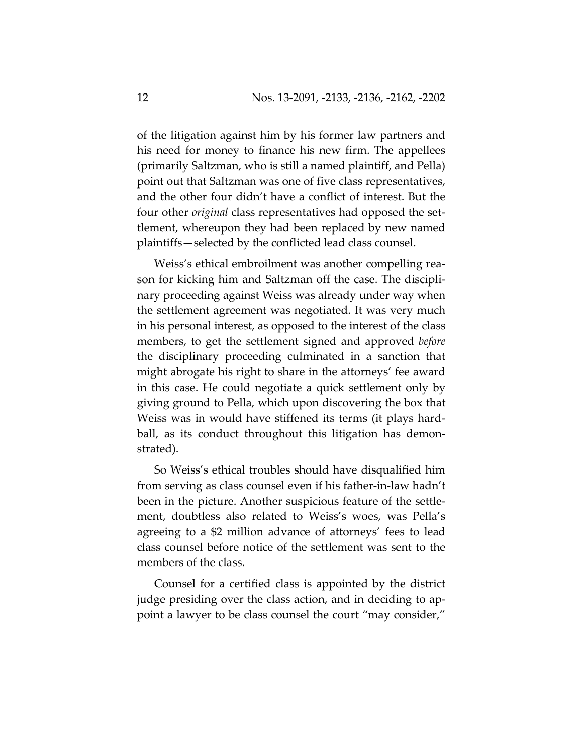of the litigation against him by his former law partners and his need for money to finance his new firm. The appellees (primarily Saltzman, who is still a named plaintiff, and Pella) point out that Saltzman was one of five class representatives, and the other four didn't have a conflict of interest. But the four other *original* class representatives had opposed the settlement, whereupon they had been replaced by new named plaintiffs—selected by the conflicted lead class counsel.

Weiss's ethical embroilment was another compelling reason for kicking him and Saltzman off the case. The disciplinary proceeding against Weiss was already under way when the settlement agreement was negotiated. It was very much in his personal interest, as opposed to the interest of the class members, to get the settlement signed and approved *before* the disciplinary proceeding culminated in a sanction that might abrogate his right to share in the attorneys' fee award in this case. He could negotiate a quick settlement only by giving ground to Pella, which upon discovering the box that Weiss was in would have stiffened its terms (it plays hardball, as its conduct throughout this litigation has demonstrated).

So Weiss's ethical troubles should have disqualified him from serving as class counsel even if his father-in-law hadn't been in the picture. Another suspicious feature of the settlement, doubtless also related to Weiss's woes, was Pella's agreeing to a $2 million advance of attorneys' fees to lead class counsel before notice of the settlement was sent to the members of the class.

Counsel for a certified class is appointed by the district judge presiding over the class action, and in deciding to appoint a lawyer to be class counsel the court "may consider,"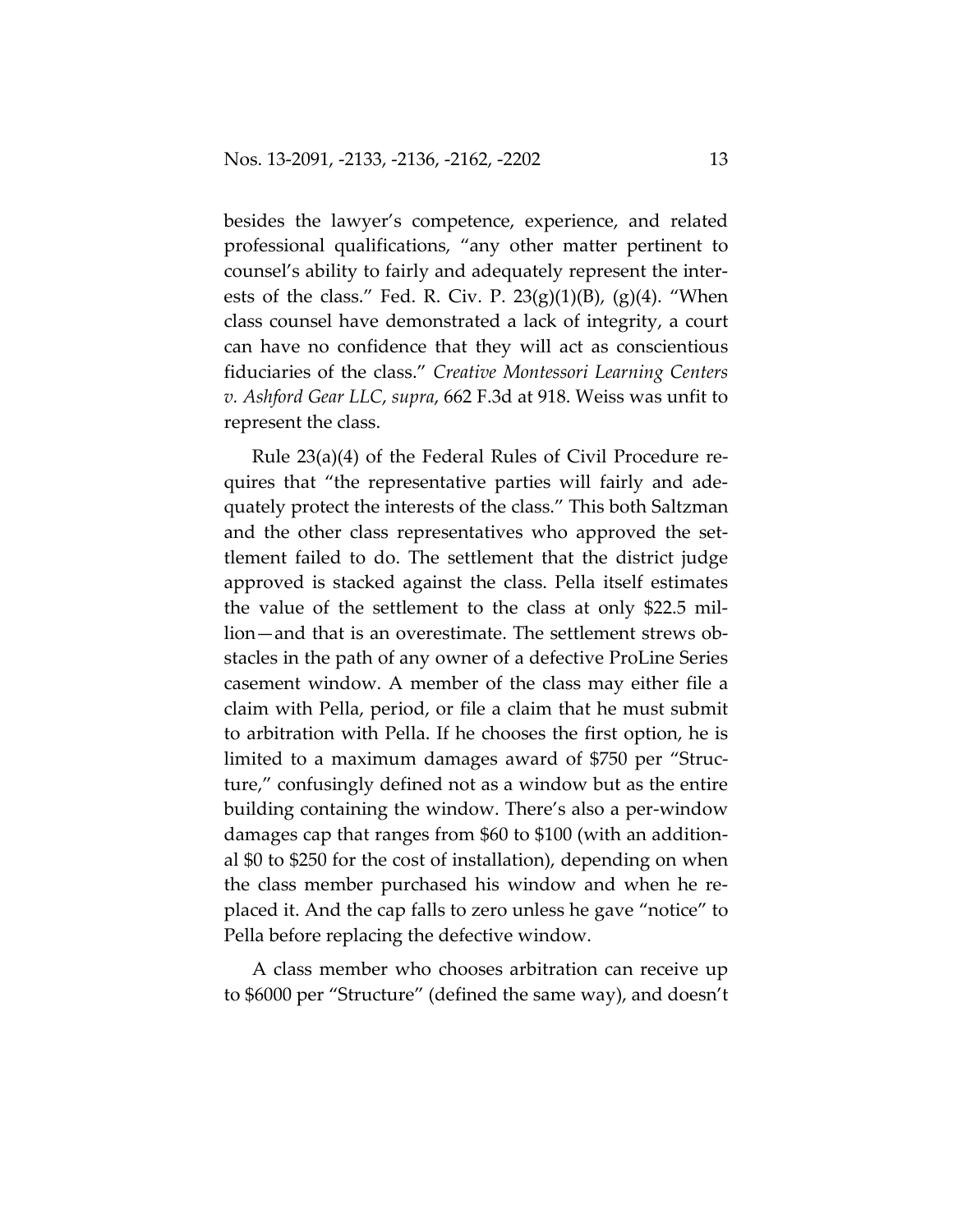besides the lawyer's competence, experience, and related professional qualifications, "any other matter pertinent to counsel's ability to fairly and adequately represent the interests of the class." Fed. R. Civ. P. 23(g)(1)(B), (g)(4). "When class counsel have demonstrated a lack of integrity, a court can have no confidence that they will act as conscientious fiduciaries of the class." *Creative Montessori Learning Centers v. Ashford Gear LLC*, *supra*, 662 F.3d at 918. Weiss was unfit to represent the class.

Rule 23(a)(4) of the Federal Rules of Civil Procedure requires that "the representative parties will fairly and adequately protect the interests of the class." This both Saltzman and the other class representatives who approved the settlement failed to do. The settlement that the district judge approved is stacked against the class. Pella itself estimates the value of the settlement to the class at only $22.5 million—and that is an overestimate. The settlement strews obstacles in the path of any owner of a defective ProLine Series casement window. A member of the class may either file a claim with Pella, period, or file a claim that he must submit to arbitration with Pella. If he chooses the first option, he is limited to a maximum damages award of $750 per "Structure," confusingly defined not as a window but as the entire building containing the window. There's also a per-window damages cap that ranges from $60 to $100 (with an additional $0 to $250 for the cost of installation), depending on when the class member purchased his window and when he replaced it. And the cap falls to zero unless he gave "notice" to Pella before replacing the defective window.

A class member who chooses arbitration can receive up to $6000 per "Structure" (defined the same way), and doesn't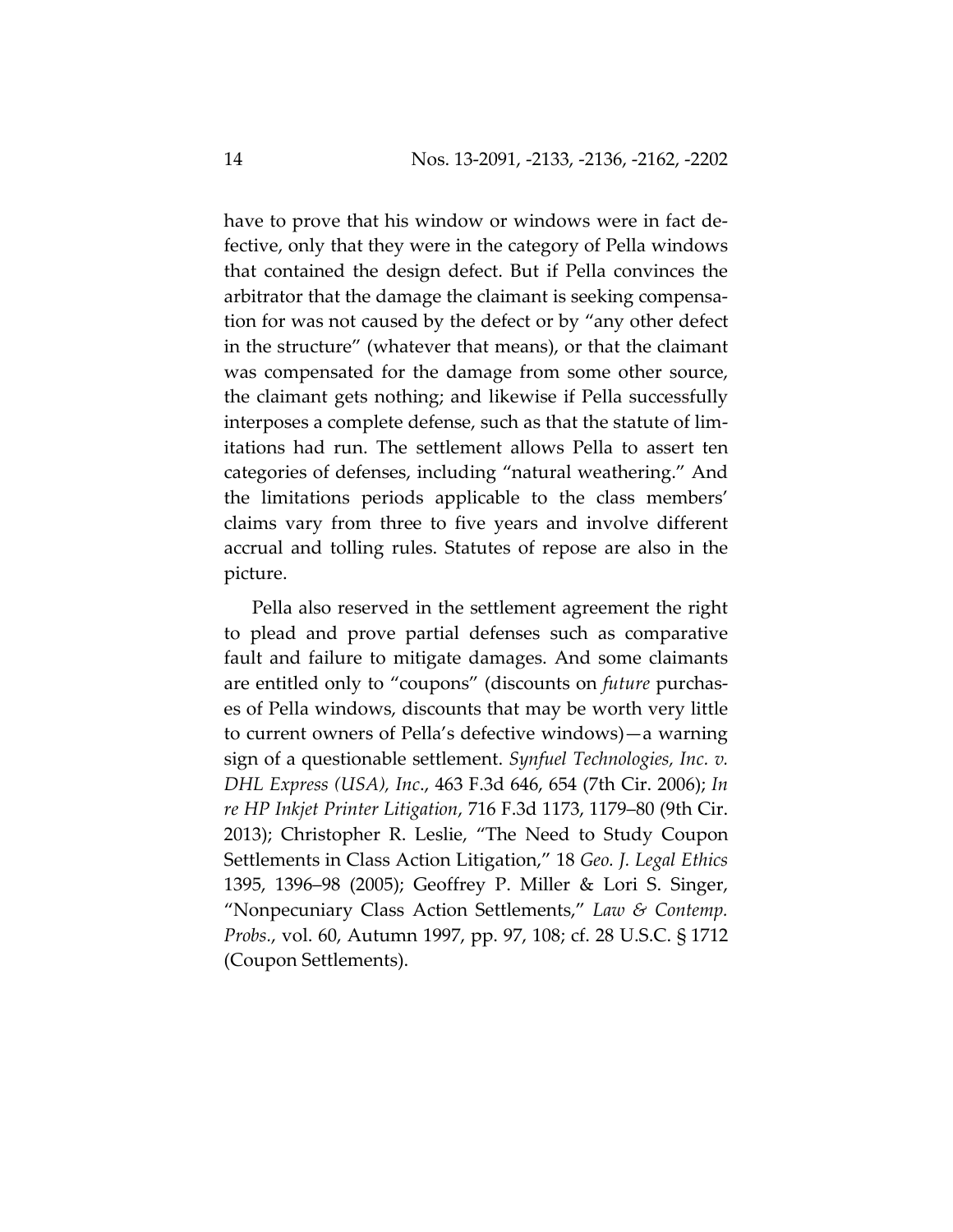have to prove that his window or windows were in fact defective, only that they were in the category of Pella windows that contained the design defect. But if Pella convinces the arbitrator that the damage the claimant is seeking compensation for was not caused by the defect or by "any other defect in the structure" (whatever that means), or that the claimant was compensated for the damage from some other source, the claimant gets nothing; and likewise if Pella successfully interposes a complete defense, such as that the statute of limitations had run. The settlement allows Pella to assert ten categories of defenses, including "natural weathering." And the limitations periods applicable to the class members' claims vary from three to five years and involve different accrual and tolling rules. Statutes of repose are also in the picture.

Pella also reserved in the settlement agreement the right to plead and prove partial defenses such as comparative fault and failure to mitigate damages. And some claimants are entitled only to "coupons" (discounts on *future* purchases of Pella windows, discounts that may be worth very little to current owners of Pella's defective windows)—a warning sign of a questionable settlement. *Synfuel Technologies, Inc. v. DHL Express (USA), Inc.*, 463 F.3d 646, 654 (7th Cir. 2006); *In re HP Inkjet Printer Litigation*, 716 F.3d 1173, 1179–80 (9th Cir. 2013); Christopher R. Leslie, "The Need to Study Coupon Settlements in Class Action Litigation," 18 *Geo. J. Legal Ethics* 1395, 1396–98 (2005); Geoffrey P. Miller & Lori S. Singer, "Nonpecuniary Class Action Settlements," *Law & Contemp. Probs.*, vol. 60, Autumn 1997, pp. 97, 108; cf. 28 U.S.C. § 1712 (Coupon Settlements).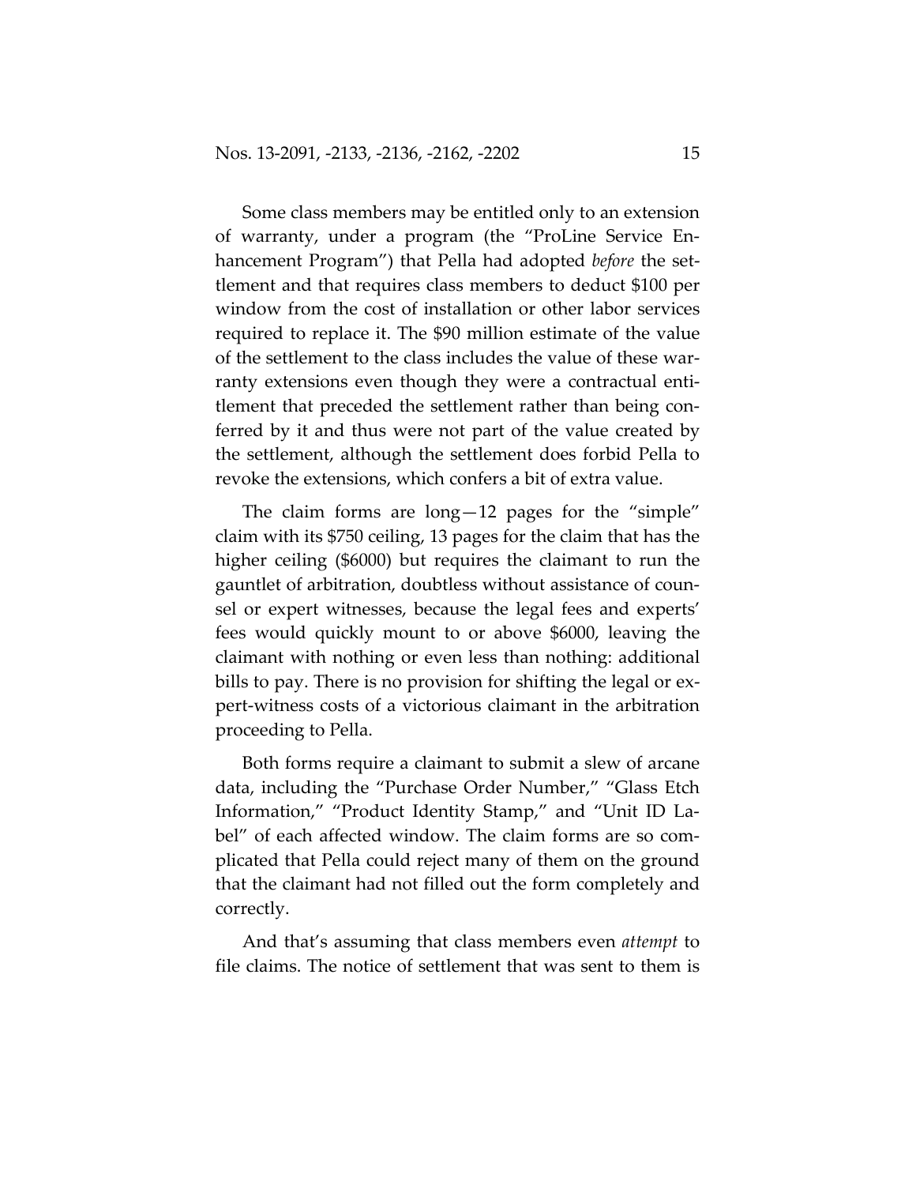Some class members may be entitled only to an extension of warranty, under a program (the "ProLine Service Enhancement Program") that Pella had adopted *before* the settlement and that requires class members to deduct $100 per window from the cost of installation or other labor services required to replace it. The $90 million estimate of the value of the settlement to the class includes the value of these warranty extensions even though they were a contractual entitlement that preceded the settlement rather than being conferred by it and thus were not part of the value created by the settlement, although the settlement does forbid Pella to revoke the extensions, which confers a bit of extra value.

The claim forms are long—12 pages for the "simple" claim with its $750 ceiling, 13 pages for the claim that has the higher ceiling ($6000) but requires the claimant to run the gauntlet of arbitration, doubtless without assistance of counsel or expert witnesses, because the legal fees and experts' fees would quickly mount to or above $6000, leaving the claimant with nothing or even less than nothing: additional bills to pay. There is no provision for shifting the legal or expert-witness costs of a victorious claimant in the arbitration proceeding to Pella.

Both forms require a claimant to submit a slew of arcane data, including the "Purchase Order Number," "Glass Etch Information," "Product Identity Stamp," and "Unit ID Label" of each affected window. The claim forms are so complicated that Pella could reject many of them on the ground that the claimant had not filled out the form completely and correctly.

And that's assuming that class members even *attempt* to file claims. The notice of settlement that was sent to them is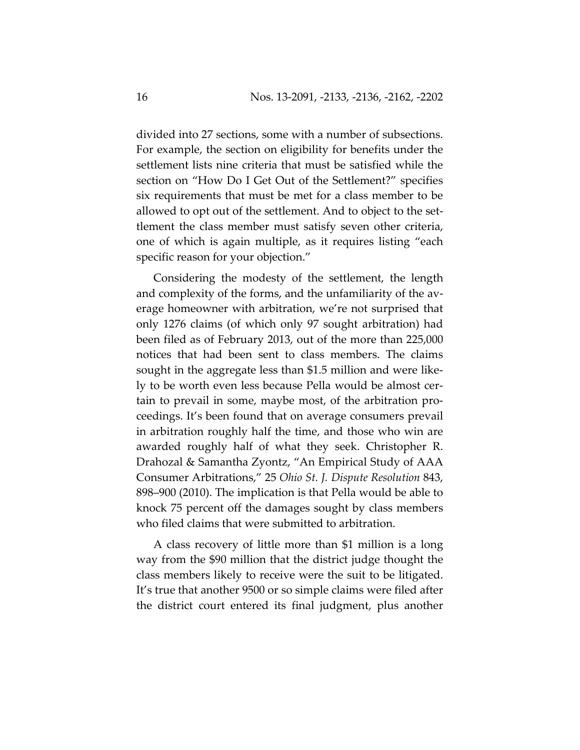divided into 27 sections, some with a number of subsections. For example, the section on eligibility for benefits under the settlement lists nine criteria that must be satisfied while the section on "How Do I Get Out of the Settlement?" specifies six requirements that must be met for a class member to be allowed to opt out of the settlement. And to object to the settlement the class member must satisfy seven other criteria, one of which is again multiple, as it requires listing "each specific reason for your objection."

Considering the modesty of the settlement, the length and complexity of the forms, and the unfamiliarity of the average homeowner with arbitration, we're not surprised that only 1276 claims (of which only 97 sought arbitration) had been filed as of February 2013, out of the more than 225,000 notices that had been sent to class members. The claims sought in the aggregate less than $1.5 million and were likely to be worth even less because Pella would be almost certain to prevail in some, maybe most, of the arbitration proceedings. It's been found that on average consumers prevail in arbitration roughly half the time, and those who win are awarded roughly half of what they seek. Christopher R. Drahozal & Samantha Zyontz, "An Empirical Study of AAA Consumer Arbitrations," 25 *Ohio St. J. Dispute Resolution* 843, 898–900 (2010). The implication is that Pella would be able to knock 75 percent off the damages sought by class members who filed claims that were submitted to arbitration.

A class recovery of little more than $1 million is a long way from the $90 million that the district judge thought the class members likely to receive were the suit to be litigated. It's true that another 9500 or so simple claims were filed after the district court entered its final judgment, plus another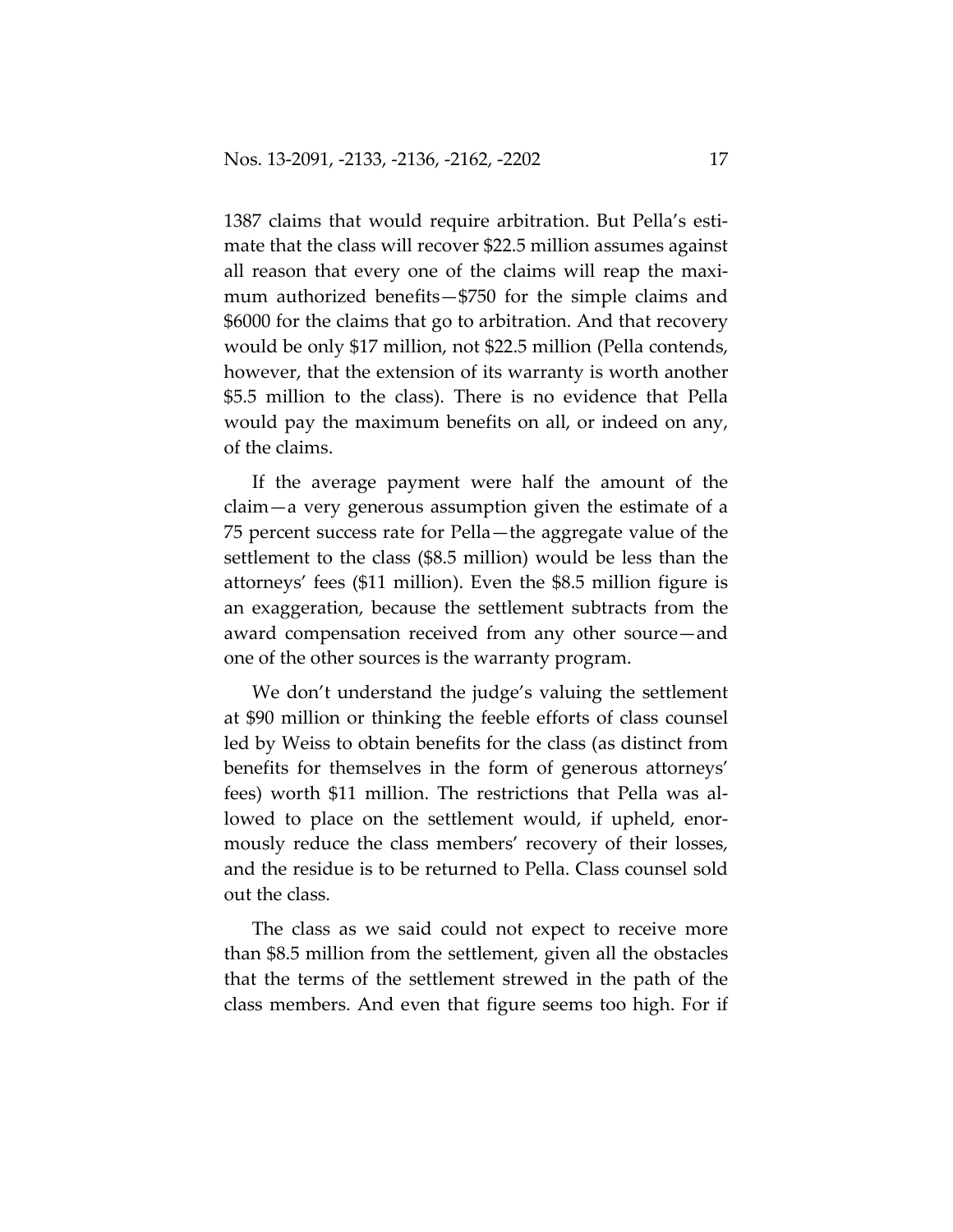1387 claims that would require arbitration. But Pella's estimate that the class will recover $22.5 million assumes against all reason that every one of the claims will reap the maximum authorized benefits—$750 for the simple claims and $6000 for the claims that go to arbitration. And that recovery would be only $17 million, not $22.5 million (Pella contends, however, that the extension of its warranty is worth another $5.5 million to the class). There is no evidence that Pella would pay the maximum benefits on all, or indeed on any, of the claims.

If the average payment were half the amount of the claim—a very generous assumption given the estimate of a 75 percent success rate for Pella—the aggregate value of the settlement to the class ($8.5 million) would be less than the attorneys' fees ($11 million). Even the $8.5 million figure is an exaggeration, because the settlement subtracts from the award compensation received from any other source—and one of the other sources is the warranty program.

We don't understand the judge's valuing the settlement at $90 million or thinking the feeble efforts of class counsel led by Weiss to obtain benefits for the class (as distinct from benefits for themselves in the form of generous attorneys' fees) worth $11 million. The restrictions that Pella was allowed to place on the settlement would, if upheld, enormously reduce the class members' recovery of their losses, and the residue is to be returned to Pella. Class counsel sold out the class.

The class as we said could not expect to receive more than $8.5 million from the settlement, given all the obstacles that the terms of the settlement strewed in the path of the class members. And even that figure seems too high. For if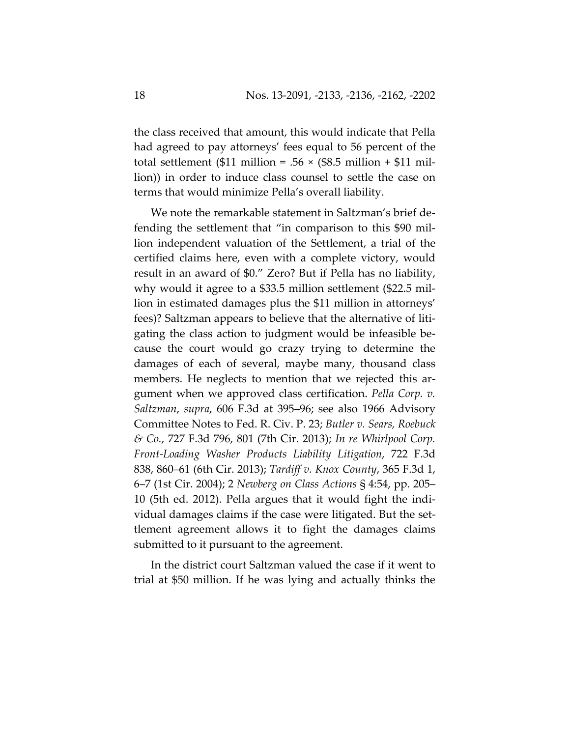the class received that amount, this would indicate that Pella had agreed to pay attorneys' fees equal to 56 percent of the total settlement (\$11 million = .56 × (\$8.5 million + \$11 million)) in order to induce class counsel to settle the case on terms that would minimize Pella's overall liability.

We note the remarkable statement in Saltzman's brief defending the settlement that "in comparison to this \$90 million independent valuation of the Settlement, a trial of the certified claims here, even with a complete victory, would result in an award of \$0." Zero? But if Pella has no liability, why would it agree to a \$33.5 million settlement (\$22.5 million in estimated damages plus the \$11 million in attorneys' fees)? Saltzman appears to believe that the alternative of litigating the class action to judgment would be infeasible because the court would go crazy trying to determine the damages of each of several, maybe many, thousand class members. He neglects to mention that we rejected this argument when we approved class certification. *Pella Corp. v. Saltzman*, *supra*, 606 F.3d at 395–96; see also 1966 Advisory Committee Notes to Fed. R. Civ. P. 23; *Butler v. Sears, Roebuck & Co.*, 727 F.3d 796, 801 (7th Cir. 2013); *In re Whirlpool Corp. Front-Loading Washer Products Liability Litigation*, 722 F.3d 838, 860–61 (6th Cir. 2013); *Tardiff v. Knox County*, 365 F.3d 1, 6–7 (1st Cir. 2004); 2 *Newberg on Class Actions* § 4:54, pp. 205–10 (5th ed. 2012). Pella argues that it would fight the individual damages claims if the case were litigated. But the settlement agreement allows it to fight the damages claims submitted to it pursuant to the agreement.

In the district court Saltzman valued the case if it went to trial at \$50 million. If he was lying and actually thinks the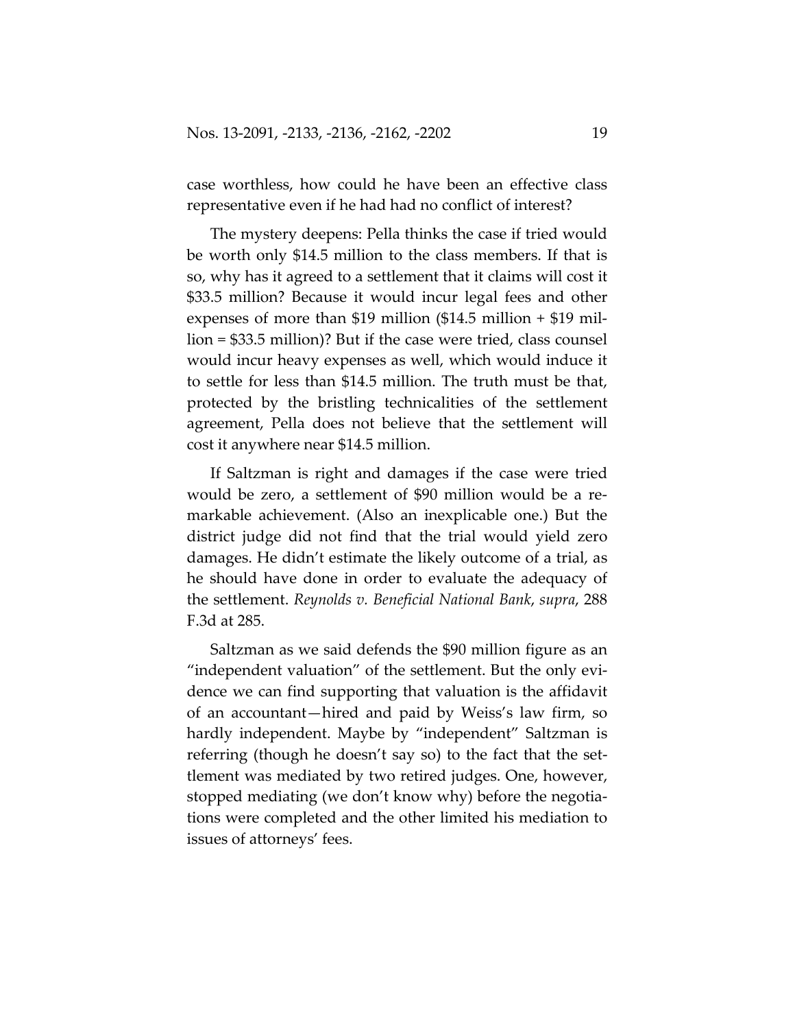case worthless, how could he have been an effective class representative even if he had had no conflict of interest?

The mystery deepens: Pella thinks the case if tried would be worth only $14.5 million to the class members. If that is so, why has it agreed to a settlement that it claims will cost it $33.5 million? Because it would incur legal fees and other expenses of more than $19 million ($14.5 million + $19 million = $33.5 million)? But if the case were tried, class counsel would incur heavy expenses as well, which would induce it to settle for less than $14.5 million. The truth must be that, protected by the bristling technicalities of the settlement agreement, Pella does not believe that the settlement will cost it anywhere near $14.5 million.

If Saltzman is right and damages if the case were tried would be zero, a settlement of $90 million would be a remarkable achievement. (Also an inexplicable one.) But the district judge did not find that the trial would yield zero damages. He didn't estimate the likely outcome of a trial, as he should have done in order to evaluate the adequacy of the settlement. *Reynolds v. Beneficial National Bank*, *supra*, 288 F.3d at 285.

Saltzman as we said defends the $90 million figure as an "independent valuation" of the settlement. But the only evidence we can find supporting that valuation is the affidavit of an accountant—hired and paid by Weiss's law firm, so hardly independent. Maybe by "independent" Saltzman is referring (though he doesn't say so) to the fact that the settlement was mediated by two retired judges. One, however, stopped mediating (we don't know why) before the negotiations were completed and the other limited his mediation to issues of attorneys' fees.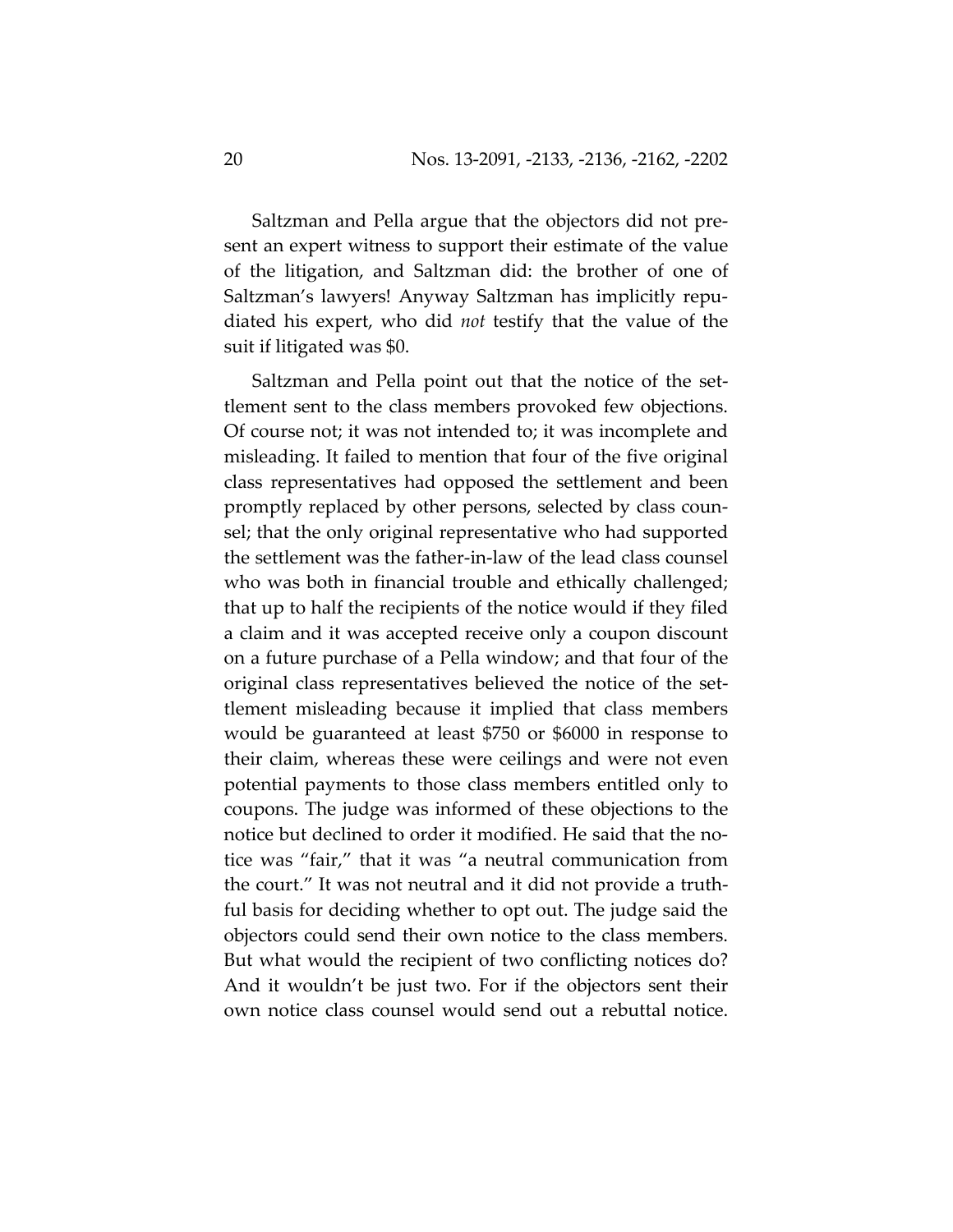Saltzman and Pella argue that the objectors did not present an expert witness to support their estimate of the value of the litigation, and Saltzman did: the brother of one of Saltzman's lawyers! Anyway Saltzman has implicitly repudiated his expert, who did *not* testify that the value of the suit if litigated was $0.

Saltzman and Pella point out that the notice of the settlement sent to the class members provoked few objections. Of course not; it was not intended to; it was incomplete and misleading. It failed to mention that four of the five original class representatives had opposed the settlement and been promptly replaced by other persons, selected by class counsel; that the only original representative who had supported the settlement was the father-in-law of the lead class counsel who was both in financial trouble and ethically challenged; that up to half the recipients of the notice would if they filed a claim and it was accepted receive only a coupon discount on a future purchase of a Pella window; and that four of the original class representatives believed the notice of the settlement misleading because it implied that class members would be guaranteed at least $750 or $6000 in response to their claim, whereas these were ceilings and were not even potential payments to those class members entitled only to coupons. The judge was informed of these objections to the notice but declined to order it modified. He said that the notice was "fair," that it was "a neutral communication from the court." It was not neutral and it did not provide a truthful basis for deciding whether to opt out. The judge said the objectors could send their own notice to the class members. But what would the recipient of two conflicting notices do? And it wouldn't be just two. For if the objectors sent their own notice class counsel would send out a rebuttal notice.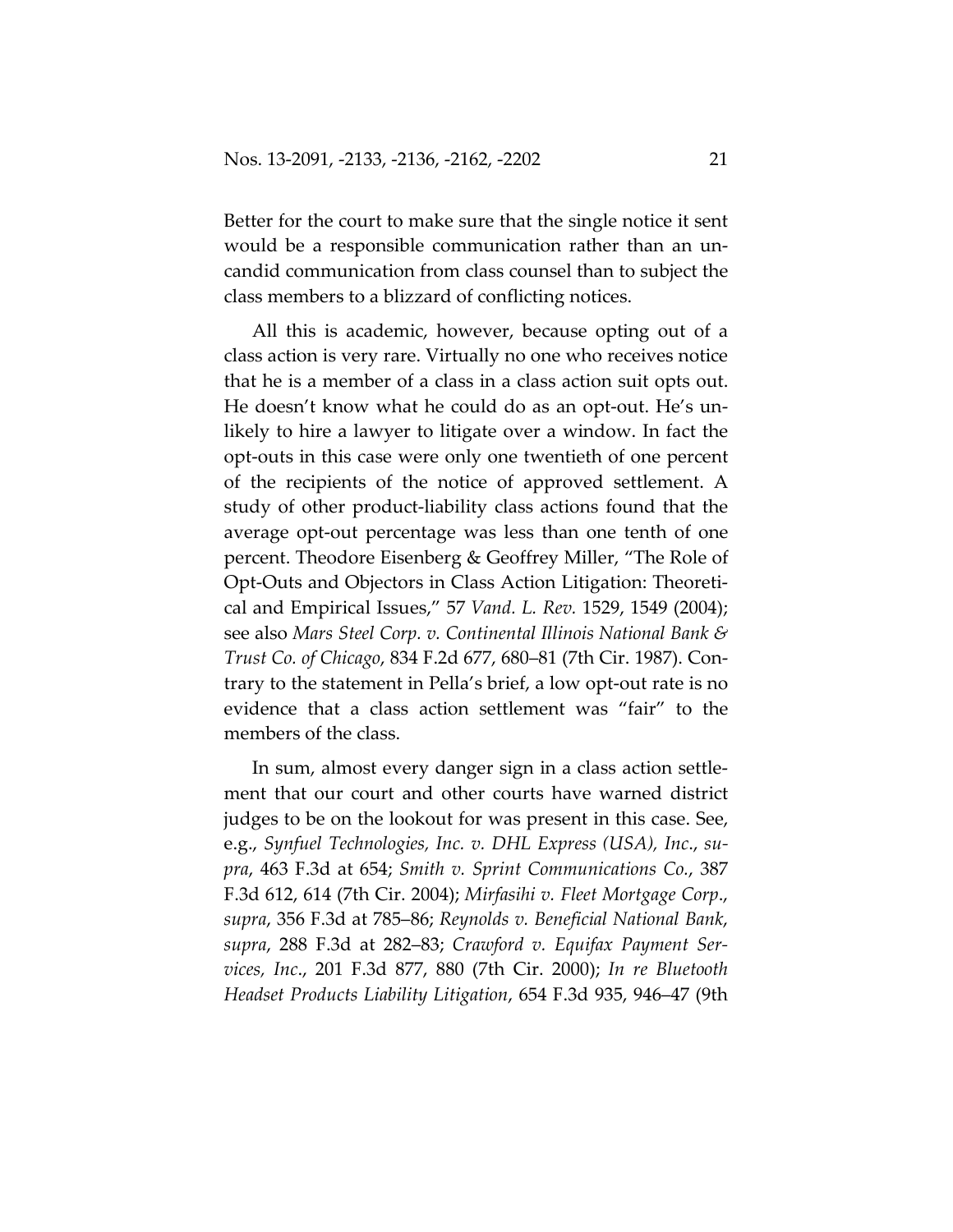Better for the court to make sure that the single notice it sent would be a responsible communication rather than an uncandid communication from class counsel than to subject the class members to a blizzard of conflicting notices.

All this is academic, however, because opting out of a class action is very rare. Virtually no one who receives notice that he is a member of a class in a class action suit opts out. He doesn't know what he could do as an opt-out. He's unlikely to hire a lawyer to litigate over a window. In fact the opt-outs in this case were only one twentieth of one percent of the recipients of the notice of approved settlement. A study of other product-liability class actions found that the average opt-out percentage was less than one tenth of one percent. Theodore Eisenberg & Geoffrey Miller, "The Role of Opt-Outs and Objectors in Class Action Litigation: Theoretical and Empirical Issues," 57 *Vand. L. Rev.* 1529, 1549 (2004); see also *Mars Steel Corp. v. Continental Illinois National Bank & Trust Co. of Chicago*, 834 F.2d 677, 680–81 (7th Cir. 1987). Contrary to the statement in Pella's brief, a low opt-out rate is no evidence that a class action settlement was "fair" to the members of the class.

In sum, almost every danger sign in a class action settlement that our court and other courts have warned district judges to be on the lookout for was present in this case. See, e.g., *Synfuel Technologies, Inc. v. DHL Express (USA), Inc.*, *supra*, 463 F.3d at 654; *Smith v. Sprint Communications Co.*, 387 F.3d 612, 614 (7th Cir. 2004); *Mirfasihi v. Fleet Mortgage Corp.*, *supra*, 356 F.3d at 785–86; *Reynolds v. Beneficial National Bank*, *supra*, 288 F.3d at 282–83; *Crawford v. Equifax Payment Services, Inc.*, 201 F.3d 877, 880 (7th Cir. 2000); *In re Bluetooth Headset Products Liability Litigation*, 654 F.3d 935, 946–47 (9th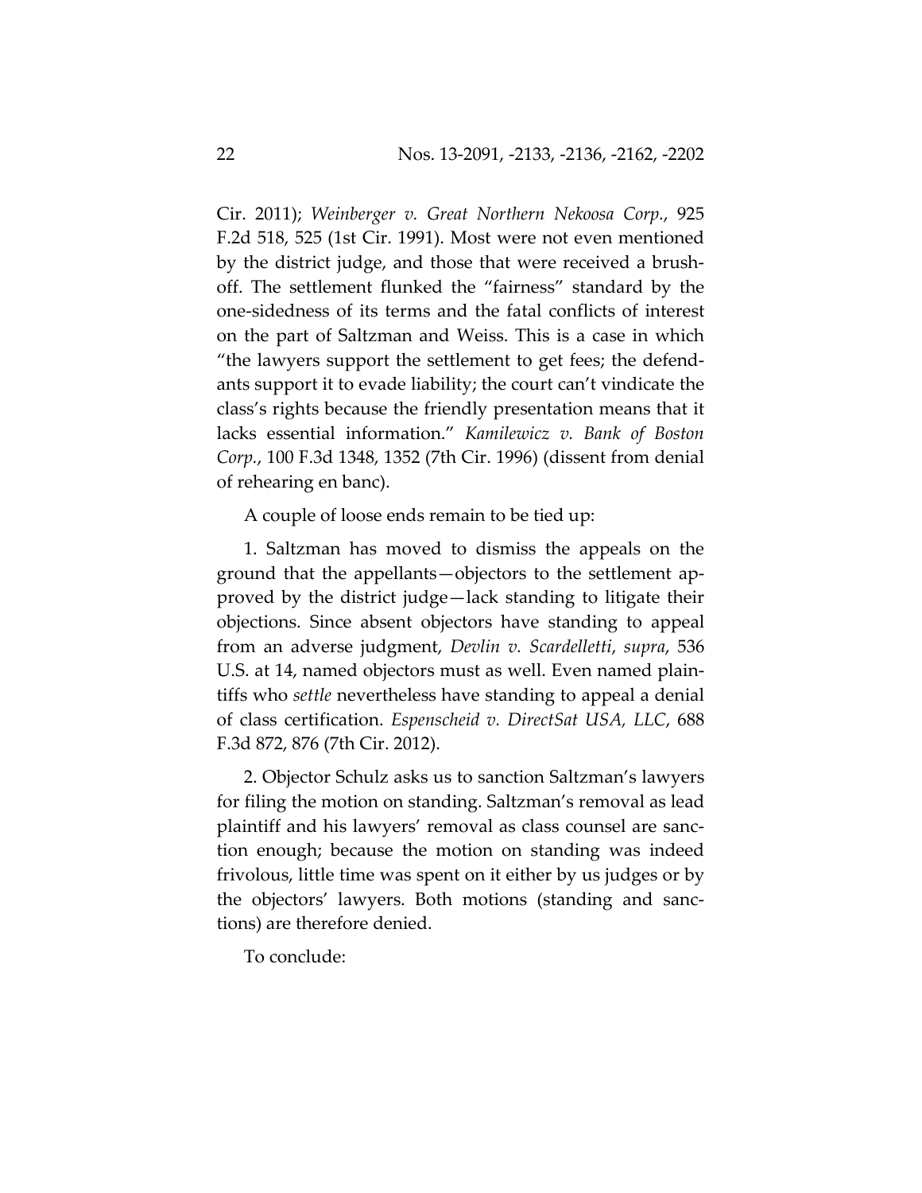Cir. 2011); *Weinberger v. Great Northern Nekoosa Corp.*, 925 F.2d 518, 525 (1st Cir. 1991). Most were not even mentioned by the district judge, and those that were received a brush-off. The settlement flunked the "fairness" standard by the one-sidedness of its terms and the fatal conflicts of interest on the part of Saltzman and Weiss. This is a case in which "the lawyers support the settlement to get fees; the defendants support it to evade liability; the court can't vindicate the class's rights because the friendly presentation means that it lacks essential information." *Kamilewicz v. Bank of Boston Corp.*, 100 F.3d 1348, 1352 (7th Cir. 1996) (dissent from denial of rehearing en banc).

A couple of loose ends remain to be tied up:

1. Saltzman has moved to dismiss the appeals on the ground that the appellants—objectors to the settlement approved by the district judge—lack standing to litigate their objections. Since absent objectors have standing to appeal from an adverse judgment, *Devlin v. Scardelletti*, *supra*, 536 U.S. at 14, named objectors must as well. Even named plaintiffs who *settle* nevertheless have standing to appeal a denial of class certification. *Espenscheid v. DirectSat USA, LLC*, 688 F.3d 872, 876 (7th Cir. 2012).

2. Objector Schulz asks us to sanction Saltzman's lawyers for filing the motion on standing. Saltzman's removal as lead plaintiff and his lawyers' removal as class counsel are sanction enough; because the motion on standing was indeed frivolous, little time was spent on it either by us judges or by the objectors' lawyers. Both motions (standing and sanctions) are therefore denied.

To conclude: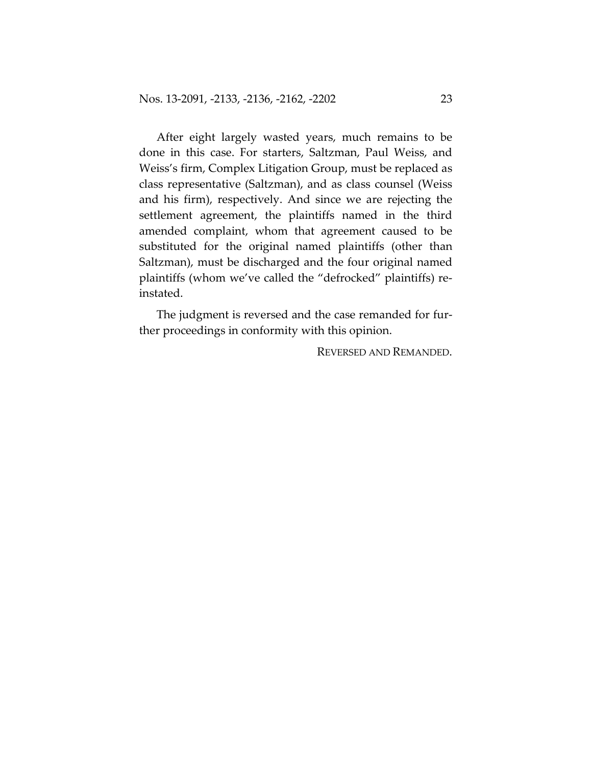After eight largely wasted years, much remains to be done in this case. For starters, Saltzman, Paul Weiss, and Weiss's firm, Complex Litigation Group, must be replaced as class representative (Saltzman), and as class counsel (Weiss and his firm), respectively. And since we are rejecting the settlement agreement, the plaintiffs named in the third amended complaint, whom that agreement caused to be substituted for the original named plaintiffs (other than Saltzman), must be discharged and the four original named plaintiffs (whom we've called the "defrocked" plaintiffs) reinstated.

The judgment is reversed and the case remanded for further proceedings in conformity with this opinion.

REVERSED AND REMANDED.